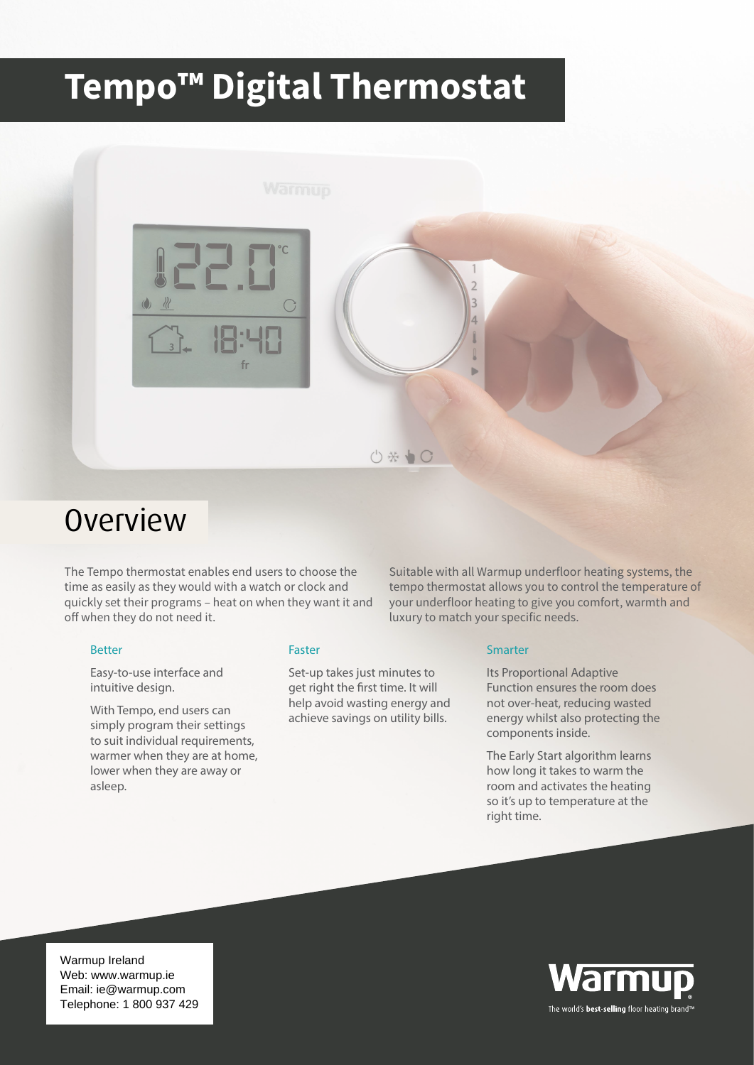# Tempo™ Digital Thermostat

## Overview

The Tempo thermostat enables end users to choose the time as easily as they would with a watch or clock and quickly set their programs – heat on when they want it and off when they do not need it.

Suitable with all Warmup underfloor heating systems, the tempo thermostat allows you to control the temperature of your underfloor heating to give you comfort, warmth and luxury to match your specific needs.

### Better

Easy-to-use interface and intuitive design.

With Tempo, end users can simply program their settings to suit individual requirements, warmer when they are at home, lower when they are away or asleep.

### Faster

Set-up takes just minutes to get right the first time. It will help avoid wasting energy and achieve savings on utility bills.

### Smarter

Its Proportional Adaptive Function ensures the room does not over-heat, reducing wasted energy whilst also protecting the components inside.

The Early Start algorithm learns how long it takes to warm the room and activates the heating so it's up to temperature at the right time.

Warmup Ireland
Web: www.warmup.ie
Email: ie@warmup.com
Telephone: 1 800 937 429

Warmup
The world's **best-selling** floor heating brand™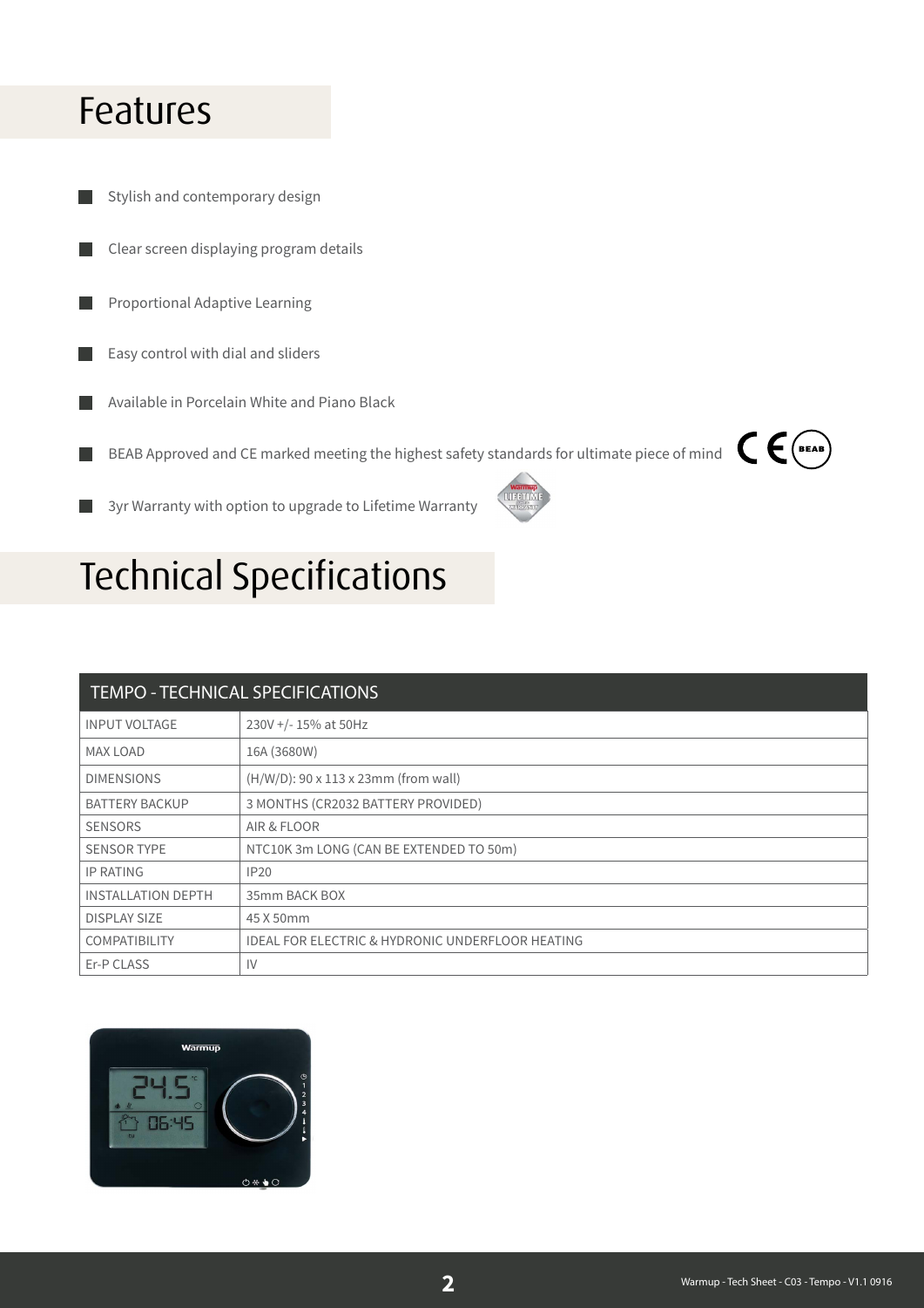# Features

- Stylish and contemporary design
- Clear screen displaying program details
- Proportional Adaptive Learning
- Easy control with dial and sliders
- Available in Porcelain White and Piano Black
- BEAB Approved and CE marked meeting the highest safety standards for ultimate piece of mind
- 3yr Warranty with option to upgrade to Lifetime Warranty

# Technical Specifications

| TEMPO - TECHNICAL SPECIFICATIONS | |
|---|---|
| INPUT VOLTAGE | 230V +/- 15% at 50Hz |
| MAX LOAD | 16A (3680W) |
| DIMENSIONS | (H/W/D): 90 x 113 x 23mm (from wall) |
| BATTERY BACKUP | 3 MONTHS (CR2032 BATTERY PROVIDED) |
| SENSORS | AIR & FLOOR |
| SENSOR TYPE | NTC10K 3m LONG (CAN BE EXTENDED TO 50m) |
| IP RATING | IP20 |
| INSTALLATION DEPTH | 35mm BACK BOX |
| DISPLAY SIZE | 45 X 50mm |
| COMPATIBILITY | IDEAL FOR ELECTRIC & HYDRONIC UNDERFLOOR HEATING |
| Er-P CLASS | IV |